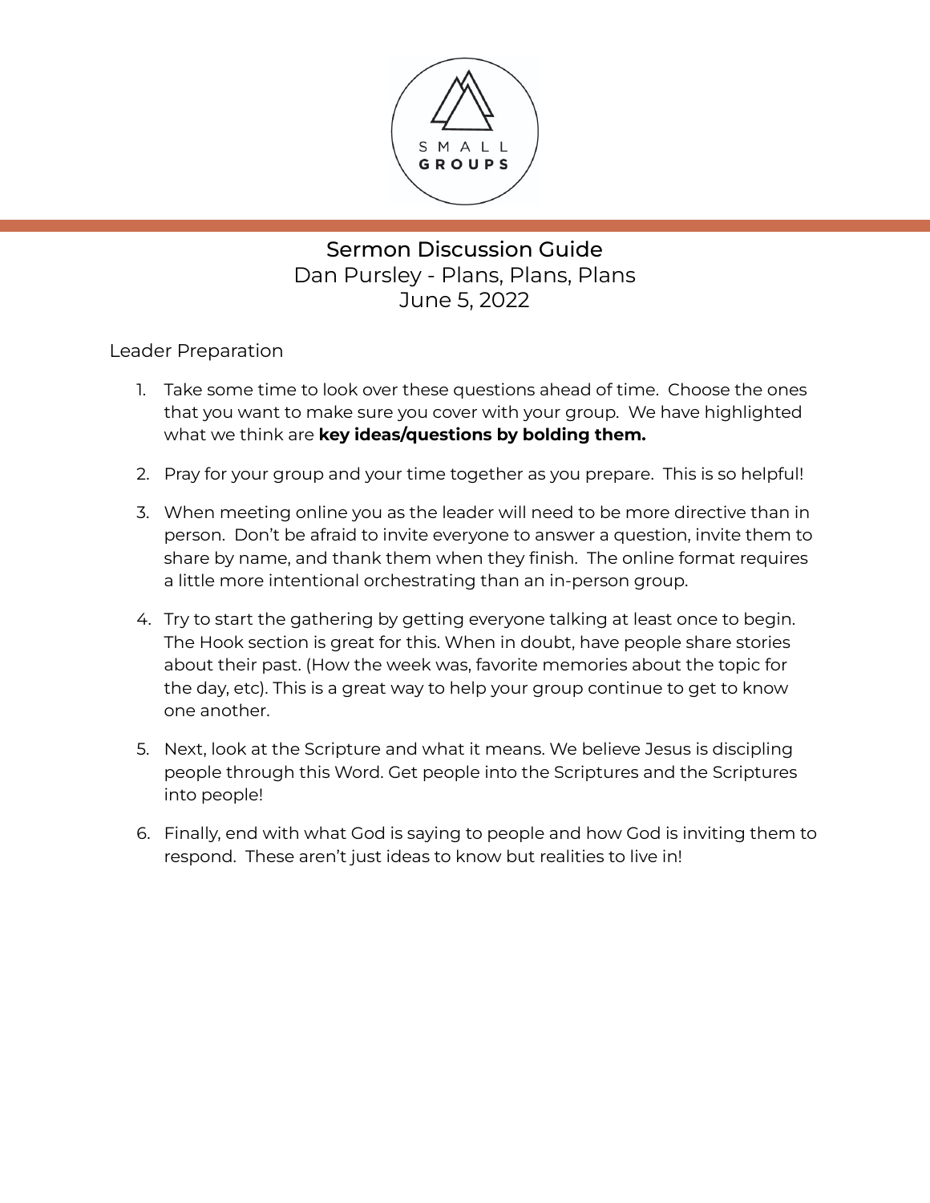SMALL GROUPS

# Sermon Discussion Guide

Dan Pursley - Plans, Plans, Plans

June 5, 2022

## Leader Preparation

1. Take some time to look over these questions ahead of time. Choose the ones that you want to make sure you cover with your group. We have highlighted what we think are **key ideas/questions by bolding them.**
2. Pray for your group and your time together as you prepare. This is so helpful!
3. When meeting online you as the leader will need to be more directive than in person. Don't be afraid to invite everyone to answer a question, invite them to share by name, and thank them when they finish. The online format requires a little more intentional orchestrating than an in-person group.
4. Try to start the gathering by getting everyone talking at least once to begin. The Hook section is great for this. When in doubt, have people share stories about their past. (How the week was, favorite memories about the topic for the day, etc). This is a great way to help your group continue to get to know one another.
5. Next, look at the Scripture and what it means. We believe Jesus is discipling people through this Word. Get people into the Scriptures and the Scriptures into people!
6. Finally, end with what God is saying to people and how God is inviting them to respond. These aren't just ideas to know but realities to live in!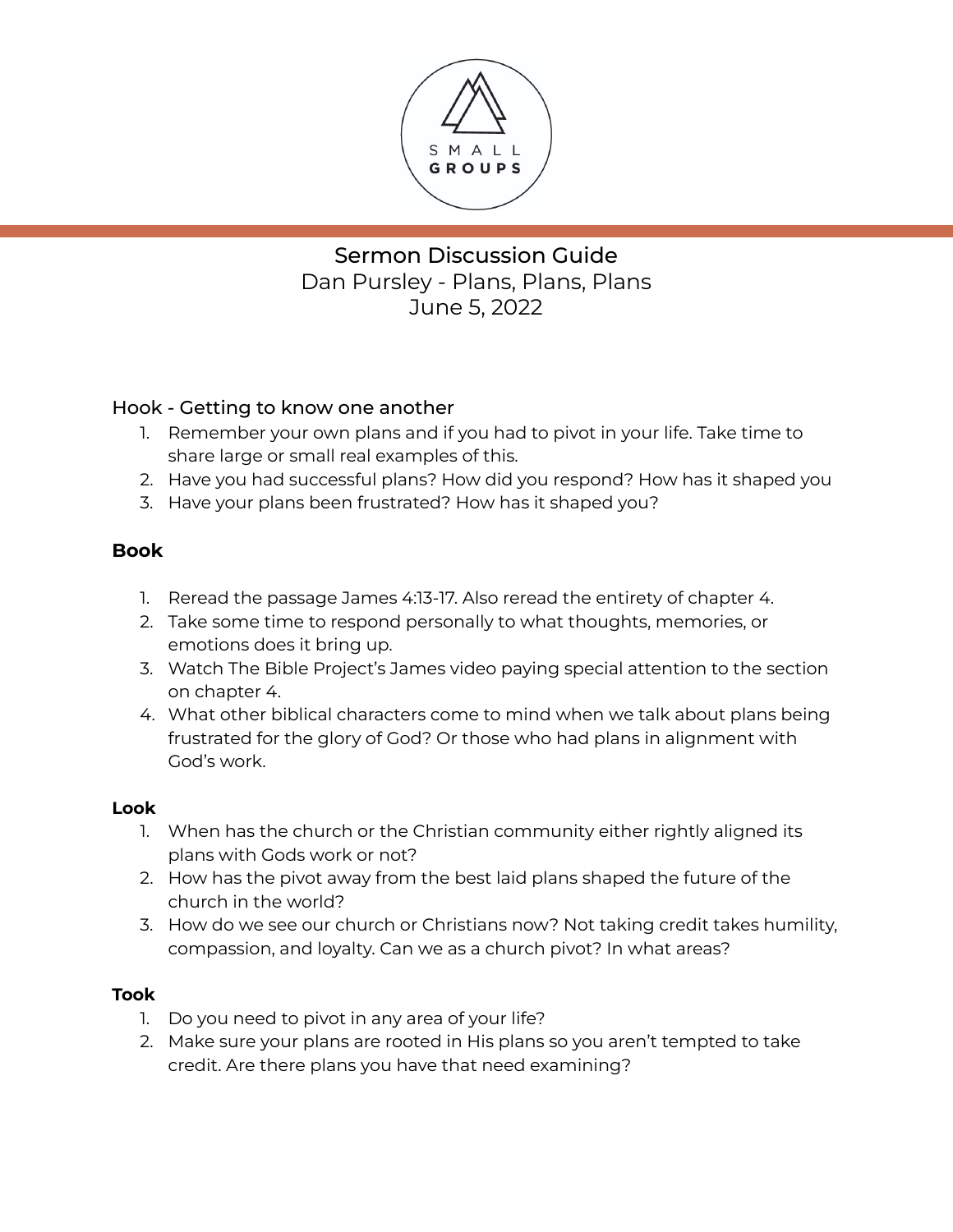# Sermon Discussion Guide

Dan Pursley - Plans, Plans, Plans

June 5, 2022

## Hook - Getting to know one another

1. Remember your own plans and if you had to pivot in your life. Take time to share large or small real examples of this.
2. Have you had successful plans? How did you respond? How has it shaped you
3. Have your plans been frustrated? How has it shaped you?

## **Book**

1. Reread the passage James 4:13-17. Also reread the entirety of chapter 4.
2. Take some time to respond personally to what thoughts, memories, or emotions does it bring up.
3. Watch The Bible Project's James video paying special attention to the section on chapter 4.
4. What other biblical characters come to mind when we talk about plans being frustrated for the glory of God? Or those who had plans in alignment with God's work.

## **Look**

1. When has the church or the Christian community either rightly aligned its plans with Gods work or not?
2. How has the pivot away from the best laid plans shaped the future of the church in the world?
3. How do we see our church or Christians now? Not taking credit takes humility, compassion, and loyalty. Can we as a church pivot? In what areas?

## **Took**

1. Do you need to pivot in any area of your life?
2. Make sure your plans are rooted in His plans so you aren't tempted to take credit. Are there plans you have that need examining?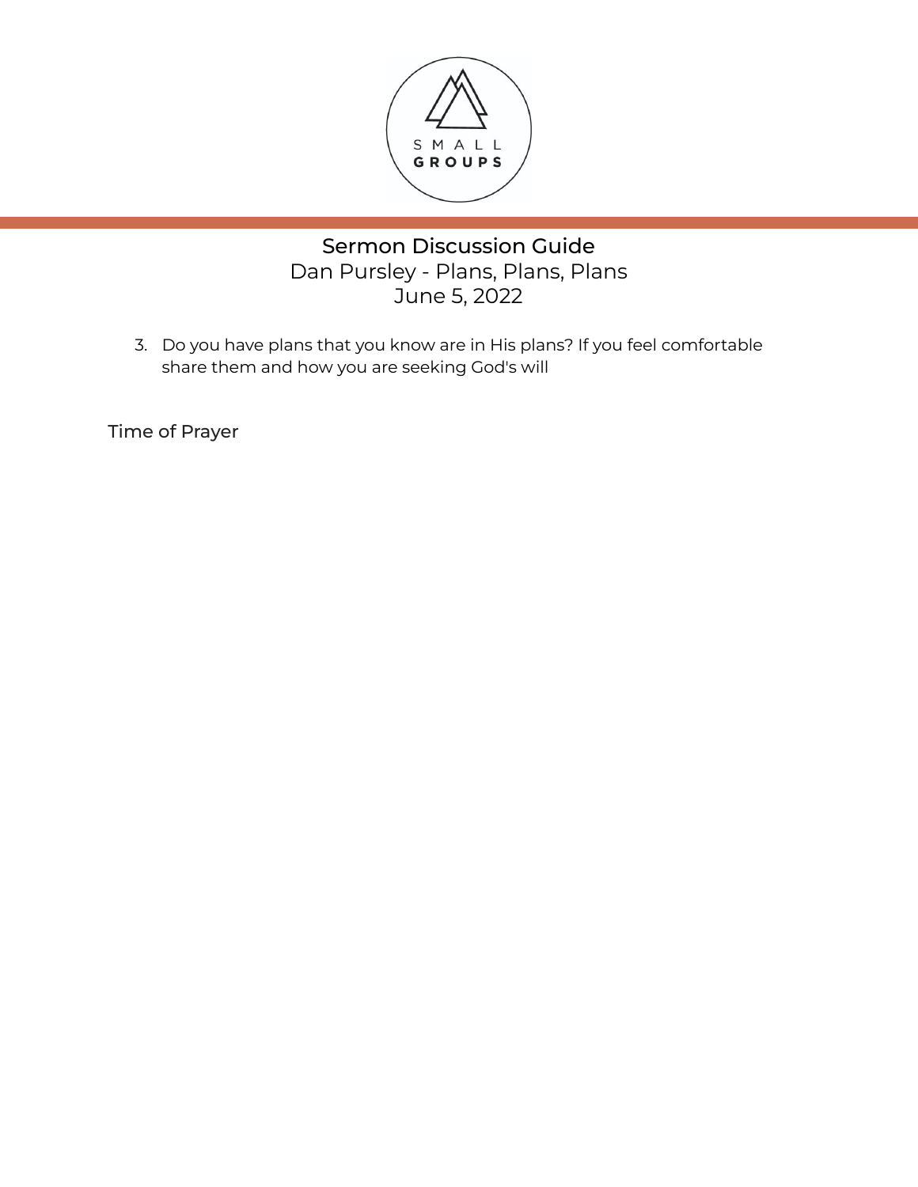Sermon Discussion Guide
Dan Pursley - Plans, Plans, Plans
June 5, 2022

3. Do you have plans that you know are in His plans? If you feel comfortable share them and how you are seeking God's will

Time of Prayer